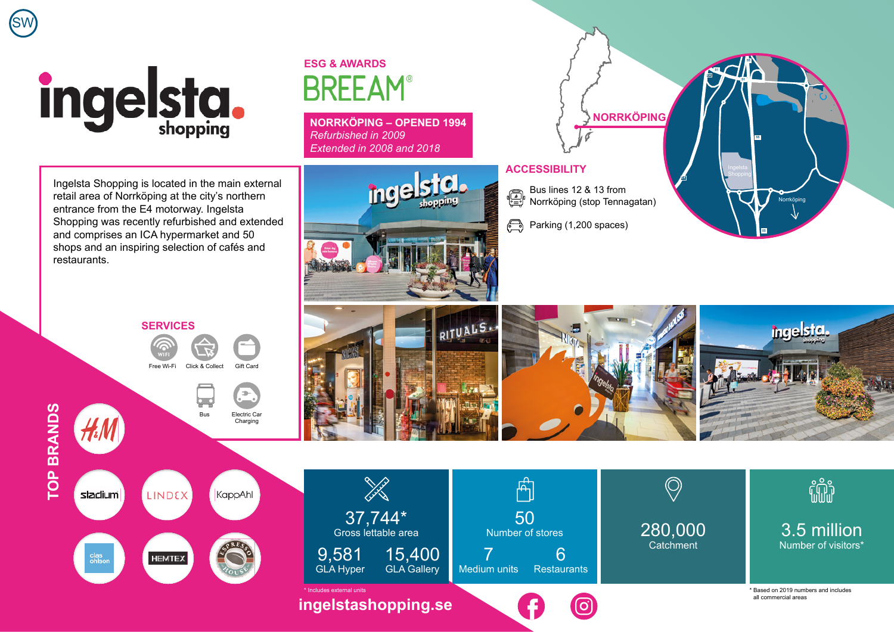# Ingelsta Shopping

## ESG & AWARDS

BREEAM®

**NORRKÖPING – OPENED 1994**
*Refurbished in 2009*
*Extended in 2008 and 2018*

Ingelsta Shopping is located in the main external retail area of Norrköping at the city's northern entrance from the E4 motorway. Ingelsta Shopping was recently refurbished and extended and comprises an ICA hypermarket and 50 shops and an inspiring selection of cafés and restaurants.

## ACCESSIBILITY

- Bus lines 12 & 13 from Norrköping (stop Tennagatan)
- Parking (1,200 spaces)

NORRKÖPING

## SERVICES

- Free Wi-Fi
- Click & Collect
- Gift Card
- Bus
- Electric Car Charging

## TOP BRANDS

- H&M
- Stadium
- Lindex
- KappAhl
- Clas Ohlson
- Hemtex
- Espresso House

| 37,744* Gross lettable area | | 50 Number of stores | | 280,000 Catchment | 3.5 million Number of visitors* |
|---|---|---|---|---|---|
| 9,581 GLA Hyper | 15,400 GLA Gallery | 7 Medium units | 6 Restaurants | | |

\* Includes external units

\* Based on 2019 numbers and includes all commercial areas

**ingelstashopping.se**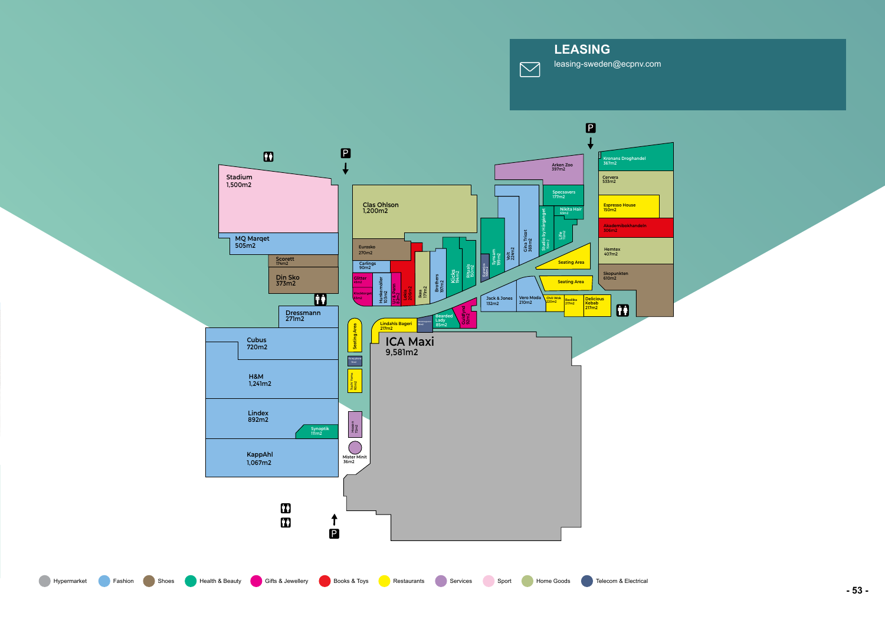## LEASING

leasing-sweden@ecpnv.com

Stadium
1,500m2

MQ Marqet
505m2

Scorett
174m2

Din Sko
373m2

Dressmann
271m2

Cubus
720m2

H&M
1,241m2

Lindex
892m2

Synoptik
111m2

KappAhl
1,067m2

Clas Ohlson
1,200m2

Eurosko
270m2

Carlings
90m2

Glitter

Klockargen

Hunkemöller
103m2

U & Penn

Lekia

Ikea
171m2

Brothers
197m2

Kicks
194m2

Rituals
150m2

Synsam
199m2

Volt
224m2

Gina Tricot
369m2

Studio by Hårganget

Life

Arken Zoo
397m2

Specsavers
177m2

Nikita Hair

Seating Area

Seating Area

Jack & Jones
132m2

Vero Moda
210m2

Chili Wok

Basilika

Delicious Kebab
217m2

Kronans Droghandel
367m2

Cervera
533m2

Espresso House
150m2

Akademibokhandeln
306m2

Hemtex
407m2

Skopunkten
610m2

Lindahls Bageri
217m2

Bearded Lady
85m2

ICA Maxi
9,581m2

Seating Area

Sushi Yama

Mister Minit
36m2

Hypermarket · Fashion · Shoes · Health & Beauty · Gifts & Jewellery · Books & Toys · Restaurants · Services · Sport · Home Goods · Telecom & Electrical